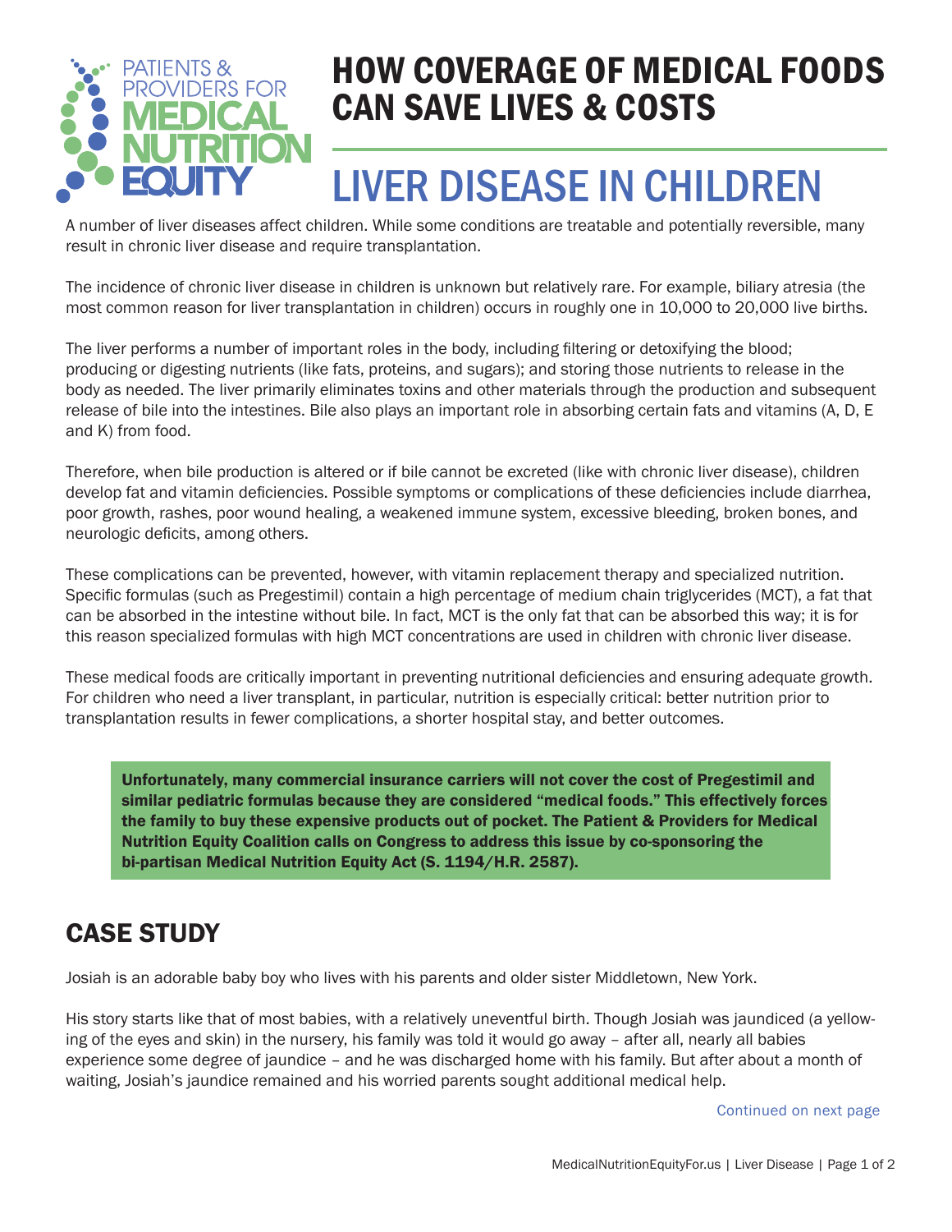PATIENTS & PROVIDERS FOR MEDICAL NUTRITION EQUITY

# HOW COVERAGE OF MEDICAL FOODS CAN SAVE LIVES & COSTS

# LIVER DISEASE IN CHILDREN

A number of liver diseases affect children. While some conditions are treatable and potentially reversible, many result in chronic liver disease and require transplantation.

The incidence of chronic liver disease in children is unknown but relatively rare. For example, biliary atresia (the most common reason for liver transplantation in children) occurs in roughly one in 10,000 to 20,000 live births.

The liver performs a number of important roles in the body, including filtering or detoxifying the blood; producing or digesting nutrients (like fats, proteins, and sugars); and storing those nutrients to release in the body as needed. The liver primarily eliminates toxins and other materials through the production and subsequent release of bile into the intestines. Bile also plays an important role in absorbing certain fats and vitamins (A, D, E and K) from food.

Therefore, when bile production is altered or if bile cannot be excreted (like with chronic liver disease), children develop fat and vitamin deficiencies. Possible symptoms or complications of these deficiencies include diarrhea, poor growth, rashes, poor wound healing, a weakened immune system, excessive bleeding, broken bones, and neurologic deficits, among others.

These complications can be prevented, however, with vitamin replacement therapy and specialized nutrition. Specific formulas (such as Pregestimil) contain a high percentage of medium chain triglycerides (MCT), a fat that can be absorbed in the intestine without bile. In fact, MCT is the only fat that can be absorbed this way; it is for this reason specialized formulas with high MCT concentrations are used in children with chronic liver disease.

These medical foods are critically important in preventing nutritional deficiencies and ensuring adequate growth. For children who need a liver transplant, in particular, nutrition is especially critical: better nutrition prior to transplantation results in fewer complications, a shorter hospital stay, and better outcomes.

**Unfortunately, many commercial insurance carriers will not cover the cost of Pregestimil and similar pediatric formulas because they are considered "medical foods." This effectively forces the family to buy these expensive products out of pocket. The Patient & Providers for Medical Nutrition Equity Coalition calls on Congress to address this issue by co-sponsoring the bi-partisan Medical Nutrition Equity Act (S. 1194/H.R. 2587).**

## CASE STUDY

Josiah is an adorable baby boy who lives with his parents and older sister Middletown, New York.

His story starts like that of most babies, with a relatively uneventful birth. Though Josiah was jaundiced (a yellowing of the eyes and skin) in the nursery, his family was told it would go away – after all, nearly all babies experience some degree of jaundice – and he was discharged home with his family. But after about a month of waiting, Josiah's jaundice remained and his worried parents sought additional medical help.

Continued on next page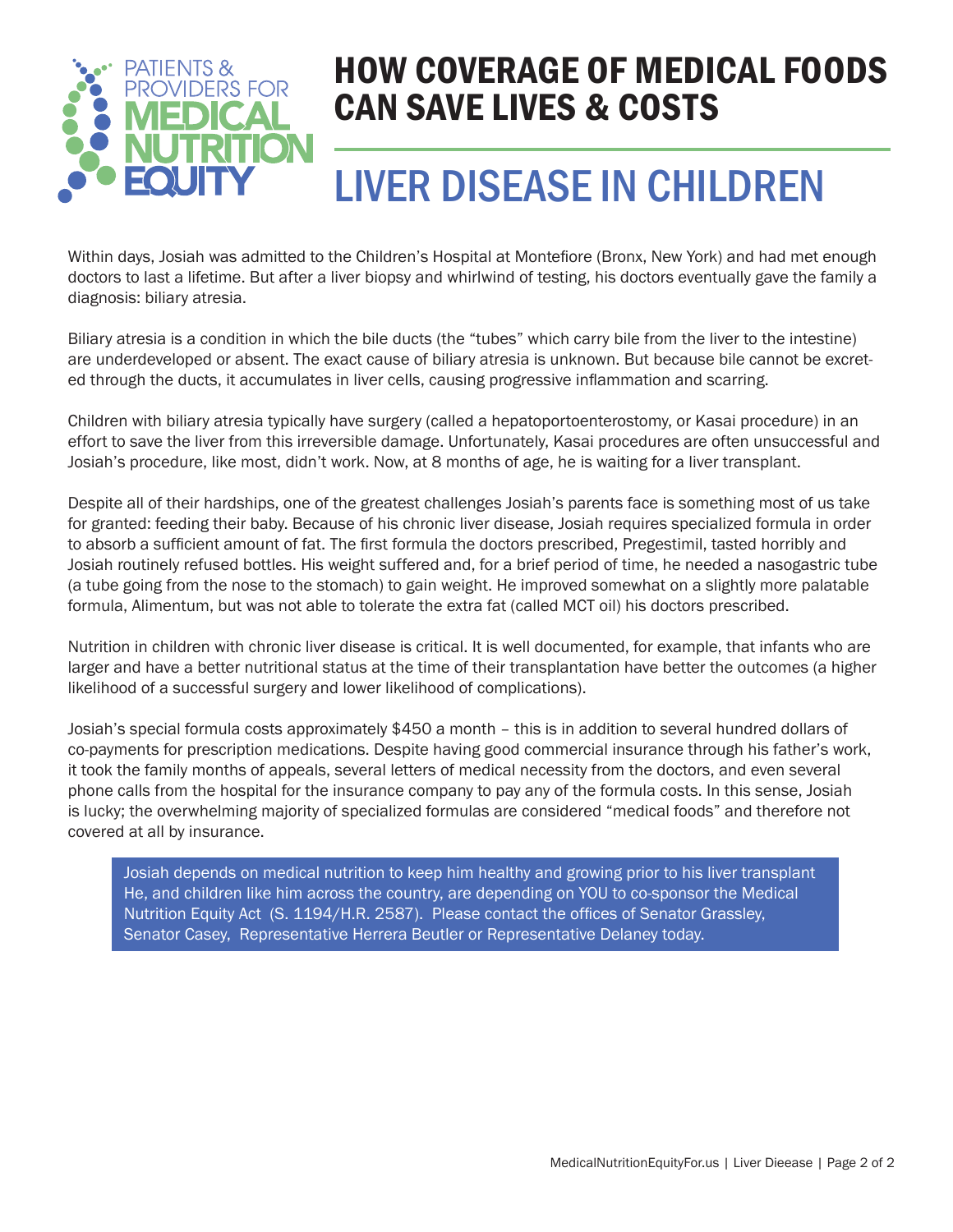PATIENTS & PROVIDERS FOR MEDICAL NUTRITION EQUITY

# HOW COVERAGE OF MEDICAL FOODS CAN SAVE LIVES & COSTS

# LIVER DISEASE IN CHILDREN

Within days, Josiah was admitted to the Children's Hospital at Montefiore (Bronx, New York) and had met enough doctors to last a lifetime. But after a liver biopsy and whirlwind of testing, his doctors eventually gave the family a diagnosis: biliary atresia.

Biliary atresia is a condition in which the bile ducts (the "tubes" which carry bile from the liver to the intestine) are underdeveloped or absent. The exact cause of biliary atresia is unknown. But because bile cannot be excreted through the ducts, it accumulates in liver cells, causing progressive inflammation and scarring.

Children with biliary atresia typically have surgery (called a hepatoportoenterostomy, or Kasai procedure) in an effort to save the liver from this irreversible damage. Unfortunately, Kasai procedures are often unsuccessful and Josiah's procedure, like most, didn't work. Now, at 8 months of age, he is waiting for a liver transplant.

Despite all of their hardships, one of the greatest challenges Josiah's parents face is something most of us take for granted: feeding their baby. Because of his chronic liver disease, Josiah requires specialized formula in order to absorb a sufficient amount of fat. The first formula the doctors prescribed, Pregestimil, tasted horribly and Josiah routinely refused bottles. His weight suffered and, for a brief period of time, he needed a nasogastric tube (a tube going from the nose to the stomach) to gain weight. He improved somewhat on a slightly more palatable formula, Alimentum, but was not able to tolerate the extra fat (called MCT oil) his doctors prescribed.

Nutrition in children with chronic liver disease is critical. It is well documented, for example, that infants who are larger and have a better nutritional status at the time of their transplantation have better the outcomes (a higher likelihood of a successful surgery and lower likelihood of complications).

Josiah's special formula costs approximately $450 a month – this is in addition to several hundred dollars of co-payments for prescription medications. Despite having good commercial insurance through his father's work, it took the family months of appeals, several letters of medical necessity from the doctors, and even several phone calls from the hospital for the insurance company to pay any of the formula costs. In this sense, Josiah is lucky; the overwhelming majority of specialized formulas are considered "medical foods" and therefore not covered at all by insurance.

> Josiah depends on medical nutrition to keep him healthy and growing prior to his liver transplant He, and children like him across the country, are depending on YOU to co-sponsor the Medical Nutrition Equity Act (S. 1194/H.R. 2587). Please contact the offices of Senator Grassley, Senator Casey, Representative Herrera Beutler or Representative Delaney today.